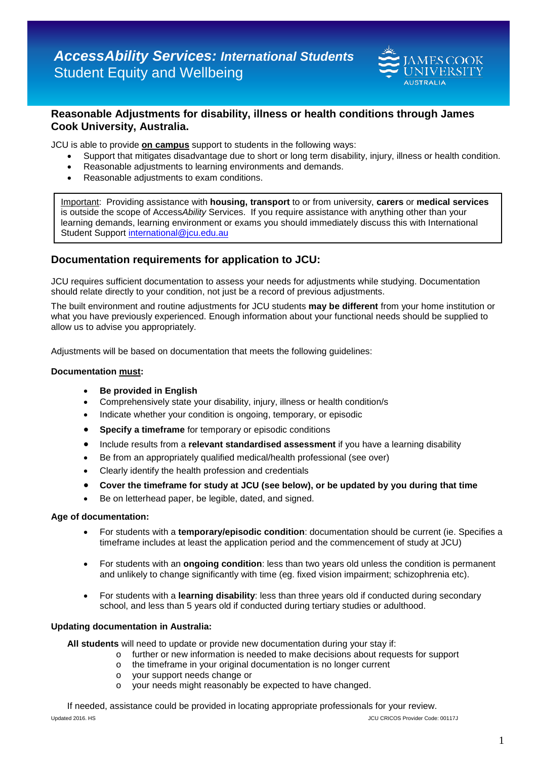# *AccessAbility Services: International Students*
Student Equity and Wellbeing

## Reasonable Adjustments for disability, illness or health conditions through James Cook University, Australia.

JCU is able to provide **on campus** support to students in the following ways:

- Support that mitigates disadvantage due to short or long term disability, injury, illness or health condition.
- Reasonable adjustments to learning environments and demands.
- Reasonable adjustments to exam conditions.

> Important: Providing assistance with **housing, transport** to or from university, **carers** or **medical services** is outside the scope of Access*Ability* Services. If you require assistance with anything other than your learning demands, learning environment or exams you should immediately discuss this with International Student Support international@jcu.edu.au

## Documentation requirements for application to JCU:

JCU requires sufficient documentation to assess your needs for adjustments while studying. Documentation should relate directly to your condition, not just be a record of previous adjustments.

The built environment and routine adjustments for JCU students **may be different** from your home institution or what you have previously experienced. Enough information about your functional needs should be supplied to allow us to advise you appropriately.

Adjustments will be based on documentation that meets the following guidelines:

**Documentation must:**

- **Be provided in English**
- Comprehensively state your disability, injury, illness or health condition/s
- Indicate whether your condition is ongoing, temporary, or episodic
- **Specify a timeframe** for temporary or episodic conditions
- Include results from a **relevant standardised assessment** if you have a learning disability
- Be from an appropriately qualified medical/health professional (see over)
- Clearly identify the health profession and credentials
- **Cover the timeframe for study at JCU (see below), or be updated by you during that time**
- Be on letterhead paper, be legible, dated, and signed.

**Age of documentation:**

- For students with a **temporary/episodic condition**: documentation should be current (ie. Specifies a timeframe includes at least the application period and the commencement of study at JCU)
- For students with an **ongoing condition**: less than two years old unless the condition is permanent and unlikely to change significantly with time (eg. fixed vision impairment; schizophrenia etc).
- For students with a **learning disability**: less than three years old if conducted during secondary school, and less than 5 years old if conducted during tertiary studies or adulthood.

**Updating documentation in Australia:**

**All students** will need to update or provide new documentation during your stay if:

- further or new information is needed to make decisions about requests for support
- the timeframe in your original documentation is no longer current
- your support needs change or
- your needs might reasonably be expected to have changed.

If needed, assistance could be provided in locating appropriate professionals for your review.

Updated 2016. HS

JCU CRICOS Provider Code: 00117J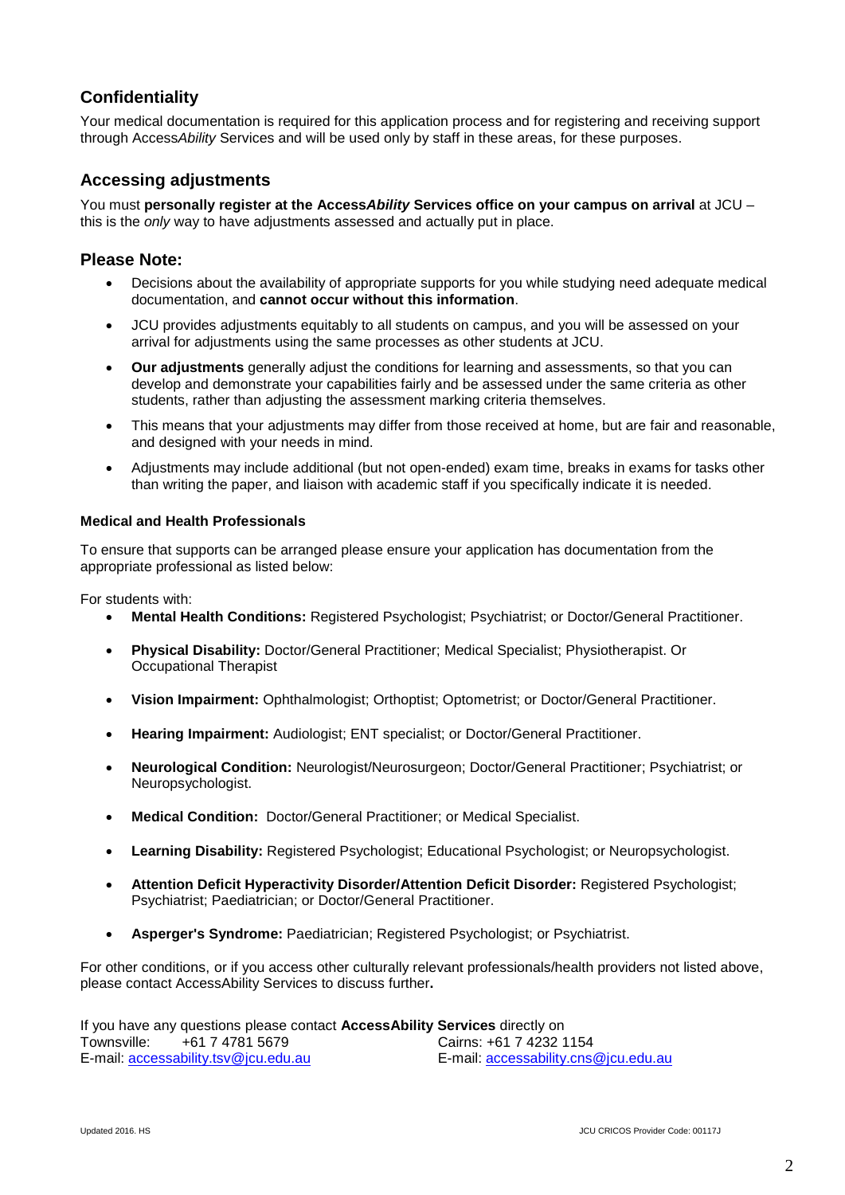## Confidentiality

Your medical documentation is required for this application process and for registering and receiving support through Access*Ability* Services and will be used only by staff in these areas, for these purposes.

## Accessing adjustments

You must **personally register at the Access*Ability* Services office on your campus on arrival** at JCU – this is the *only* way to have adjustments assessed and actually put in place.

## Please Note:

- Decisions about the availability of appropriate supports for you while studying need adequate medical documentation, and **cannot occur without this information**.
- JCU provides adjustments equitably to all students on campus, and you will be assessed on your arrival for adjustments using the same processes as other students at JCU.
- **Our adjustments** generally adjust the conditions for learning and assessments, so that you can develop and demonstrate your capabilities fairly and be assessed under the same criteria as other students, rather than adjusting the assessment marking criteria themselves.
- This means that your adjustments may differ from those received at home, but are fair and reasonable, and designed with your needs in mind.
- Adjustments may include additional (but not open-ended) exam time, breaks in exams for tasks other than writing the paper, and liaison with academic staff if you specifically indicate it is needed.

### Medical and Health Professionals

To ensure that supports can be arranged please ensure your application has documentation from the appropriate professional as listed below:

For students with:

- **Mental Health Conditions:** Registered Psychologist; Psychiatrist; or Doctor/General Practitioner.
- **Physical Disability:** Doctor/General Practitioner; Medical Specialist; Physiotherapist. Or Occupational Therapist
- **Vision Impairment:** Ophthalmologist; Orthoptist; Optometrist; or Doctor/General Practitioner.
- **Hearing Impairment:** Audiologist; ENT specialist; or Doctor/General Practitioner.
- **Neurological Condition:** Neurologist/Neurosurgeon; Doctor/General Practitioner; Psychiatrist; or Neuropsychologist.
- **Medical Condition:** Doctor/General Practitioner; or Medical Specialist.
- **Learning Disability:** Registered Psychologist; Educational Psychologist; or Neuropsychologist.
- **Attention Deficit Hyperactivity Disorder/Attention Deficit Disorder:** Registered Psychologist; Psychiatrist; Paediatrician; or Doctor/General Practitioner.
- **Asperger's Syndrome:** Paediatrician; Registered Psychologist; or Psychiatrist.

For other conditions, or if you access other culturally relevant professionals/health providers not listed above, please contact AccessAbility Services to discuss further**.**

If you have any questions please contact **AccessAbility Services** directly on

Townsville: +61 7 4781 5679
E-mail: accessability.tsv@jcu.edu.au

Cairns: +61 7 4232 1154
E-mail: accessability.cns@jcu.edu.au

Updated 2016. HS

JCU CRICOS Provider Code: 00117J